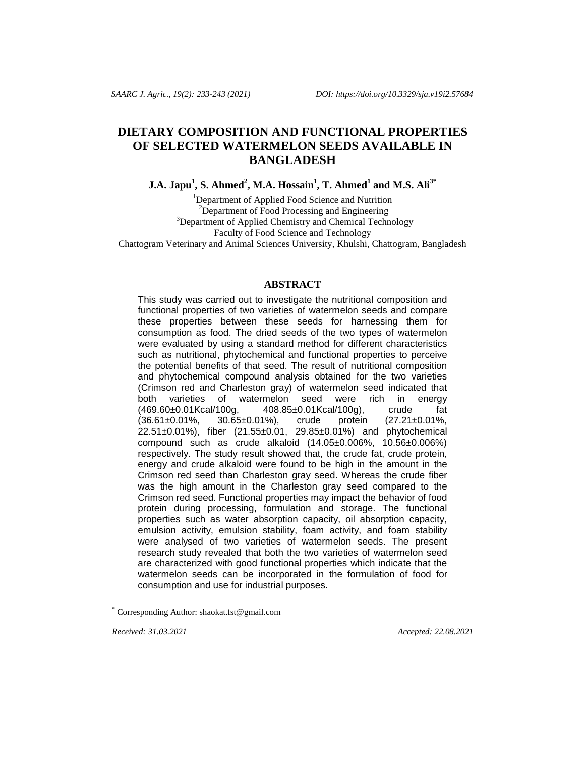# DIETARY COMPOSITION AND FUNCTIONAL PROPERTIES OF SELECTED WATERMELON SEEDS AVAILABLE IN BANGLADESH

**J.A. Japu[1], S. Ahmed[2], M.A. Hossain[1], T. Ahmed[1] and M.S. Ali[3*]**

[1]Department of Applied Food Science and Nutrition
[2]Department of Food Processing and Engineering
[3]Department of Applied Chemistry and Chemical Technology
Faculty of Food Science and Technology
Chattogram Veterinary and Animal Sciences University, Khulshi, Chattogram, Bangladesh

## ABSTRACT

This study was carried out to investigate the nutritional composition and functional properties of two varieties of watermelon seeds and compare these properties between these seeds for harnessing them for consumption as food. The dried seeds of the two types of watermelon were evaluated by using a standard method for different characteristics such as nutritional, phytochemical and functional properties to perceive the potential benefits of that seed. The result of nutritional composition and phytochemical compound analysis obtained for the two varieties (Crimson red and Charleston gray) of watermelon seed indicated that both varieties of watermelon seed were rich in energy (469.60±0.01Kcal/100g, 408.85±0.01Kcal/100g), crude fat (36.61±0.01%, 30.65±0.01%), crude protein (27.21±0.01%, 22.51±0.01%), fiber (21.55±0.01, 29.85±0.01%) and phytochemical compound such as crude alkaloid (14.05±0.006%, 10.56±0.006%) respectively. The study result showed that, the crude fat, crude protein, energy and crude alkaloid were found to be high in the amount in the Crimson red seed than Charleston gray seed. Whereas the crude fiber was the high amount in the Charleston gray seed compared to the Crimson red seed. Functional properties may impact the behavior of food protein during processing, formulation and storage. The functional properties such as water absorption capacity, oil absorption capacity, emulsion activity, emulsion stability, foam activity, and foam stability were analysed of two varieties of watermelon seeds. The present research study revealed that both the two varieties of watermelon seed are characterized with good functional properties which indicate that the watermelon seeds can be incorporated in the formulation of food for consumption and use for industrial purposes.

[*] Corresponding Author: shaokat.fst@gmail.com

*Received: 31.03.2021* *Accepted: 22.08.2021*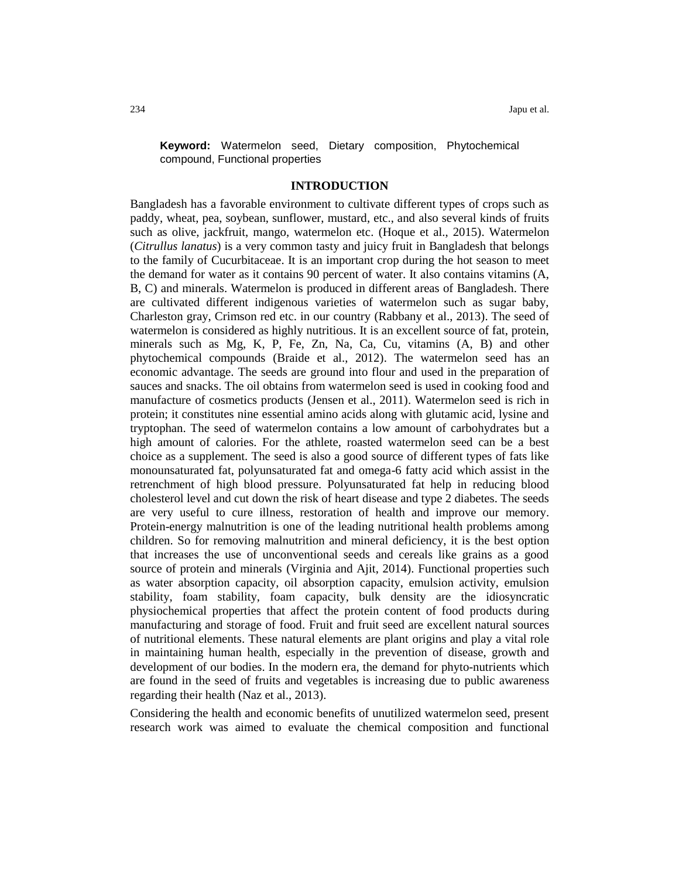**Keyword:** Watermelon seed, Dietary composition, Phytochemical compound, Functional properties

## INTRODUCTION

Bangladesh has a favorable environment to cultivate different types of crops such as paddy, wheat, pea, soybean, sunflower, mustard, etc., and also several kinds of fruits such as olive, jackfruit, mango, watermelon etc. (Hoque et al., 2015). Watermelon (*Citrullus lanatus*) is a very common tasty and juicy fruit in Bangladesh that belongs to the family of Cucurbitaceae. It is an important crop during the hot season to meet the demand for water as it contains 90 percent of water. It also contains vitamins (A, B, C) and minerals. Watermelon is produced in different areas of Bangladesh. There are cultivated different indigenous varieties of watermelon such as sugar baby, Charleston gray, Crimson red etc. in our country (Rabbany et al., 2013). The seed of watermelon is considered as highly nutritious. It is an excellent source of fat, protein, minerals such as Mg, K, P, Fe, Zn, Na, Ca, Cu, vitamins (A, B) and other phytochemical compounds (Braide et al., 2012). The watermelon seed has an economic advantage. The seeds are ground into flour and used in the preparation of sauces and snacks. The oil obtains from watermelon seed is used in cooking food and manufacture of cosmetics products (Jensen et al., 2011). Watermelon seed is rich in protein; it constitutes nine essential amino acids along with glutamic acid, lysine and tryptophan. The seed of watermelon contains a low amount of carbohydrates but a high amount of calories. For the athlete, roasted watermelon seed can be a best choice as a supplement. The seed is also a good source of different types of fats like monounsaturated fat, polyunsaturated fat and omega-6 fatty acid which assist in the retrenchment of high blood pressure. Polyunsaturated fat help in reducing blood cholesterol level and cut down the risk of heart disease and type 2 diabetes. The seeds are very useful to cure illness, restoration of health and improve our memory. Protein-energy malnutrition is one of the leading nutritional health problems among children. So for removing malnutrition and mineral deficiency, it is the best option that increases the use of unconventional seeds and cereals like grains as a good source of protein and minerals (Virginia and Ajit, 2014). Functional properties such as water absorption capacity, oil absorption capacity, emulsion activity, emulsion stability, foam stability, foam capacity, bulk density are the idiosyncratic physiochemical properties that affect the protein content of food products during manufacturing and storage of food. Fruit and fruit seed are excellent natural sources of nutritional elements. These natural elements are plant origins and play a vital role in maintaining human health, especially in the prevention of disease, growth and development of our bodies. In the modern era, the demand for phyto-nutrients which are found in the seed of fruits and vegetables is increasing due to public awareness regarding their health (Naz et al., 2013).

Considering the health and economic benefits of unutilized watermelon seed, present research work was aimed to evaluate the chemical composition and functional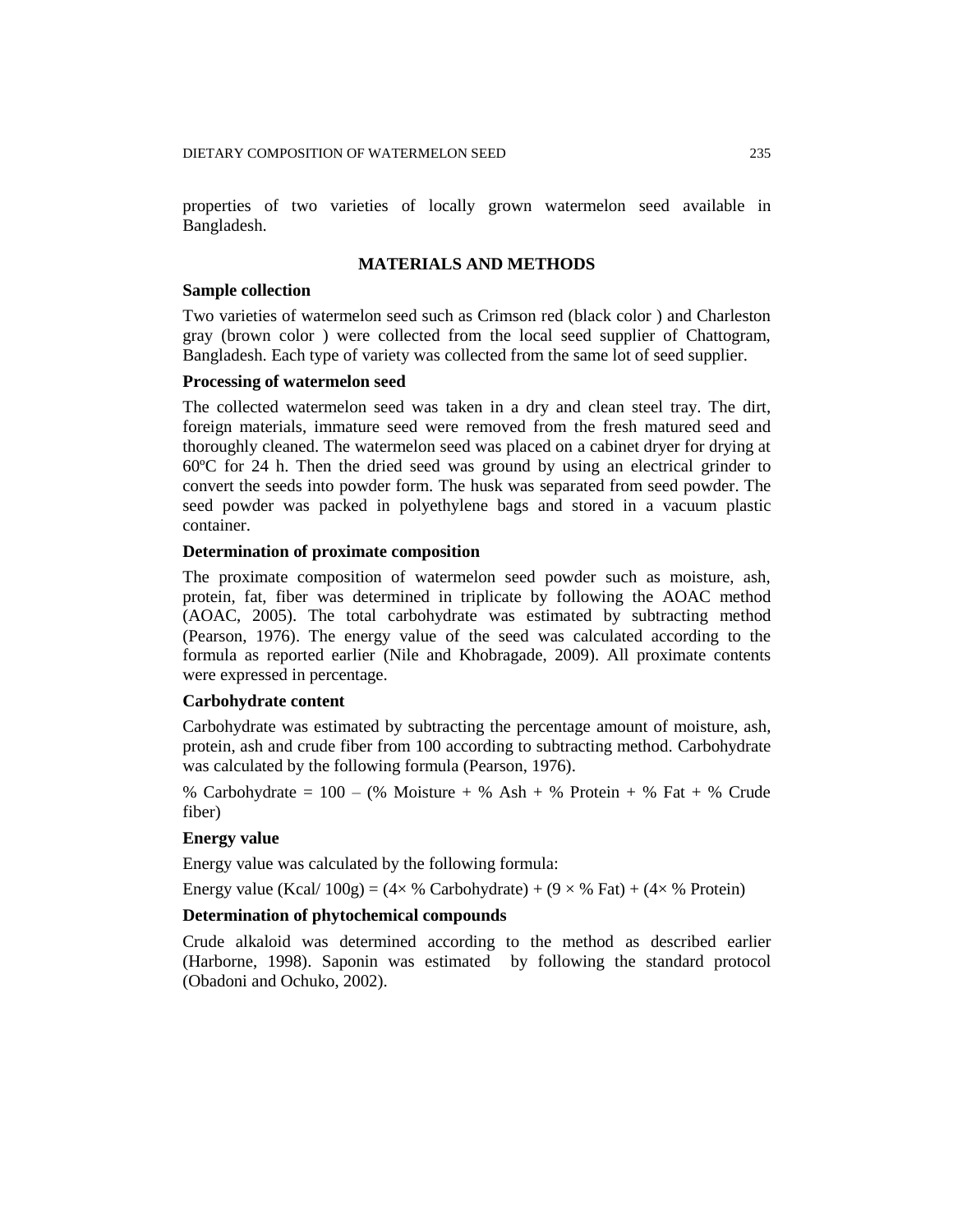properties of two varieties of locally grown watermelon seed available in Bangladesh.

## MATERIALS AND METHODS

### Sample collection

Two varieties of watermelon seed such as Crimson red (black color ) and Charleston gray (brown color ) were collected from the local seed supplier of Chattogram, Bangladesh. Each type of variety was collected from the same lot of seed supplier.

### Processing of watermelon seed

The collected watermelon seed was taken in a dry and clean steel tray. The dirt, foreign materials, immature seed were removed from the fresh matured seed and thoroughly cleaned. The watermelon seed was placed on a cabinet dryer for drying at 60ºC for 24 h. Then the dried seed was ground by using an electrical grinder to convert the seeds into powder form. The husk was separated from seed powder. The seed powder was packed in polyethylene bags and stored in a vacuum plastic container.

### Determination of proximate composition

The proximate composition of watermelon seed powder such as moisture, ash, protein, fat, fiber was determined in triplicate by following the AOAC method (AOAC, 2005). The total carbohydrate was estimated by subtracting method (Pearson, 1976). The energy value of the seed was calculated according to the formula as reported earlier (Nile and Khobragade, 2009). All proximate contents were expressed in percentage.

### Carbohydrate content

Carbohydrate was estimated by subtracting the percentage amount of moisture, ash, protein, ash and crude fiber from 100 according to subtracting method. Carbohydrate was calculated by the following formula (Pearson, 1976).

$$\% \text{ Carbohydrate} = 100 - (\% \text{ Moisture} + \% \text{ Ash} + \% \text{ Protein} + \% \text{ Fat} + \% \text{ Crude fiber})$$

### Energy value

Energy value was calculated by the following formula:

$$\text{Energy value (Kcal/ 100g)} = (4\times \% \text{ Carbohydrate}) + (9 \times \% \text{ Fat}) + (4\times \% \text{ Protein})$$

### Determination of phytochemical compounds

Crude alkaloid was determined according to the method as described earlier (Harborne, 1998). Saponin was estimated by following the standard protocol (Obadoni and Ochuko, 2002).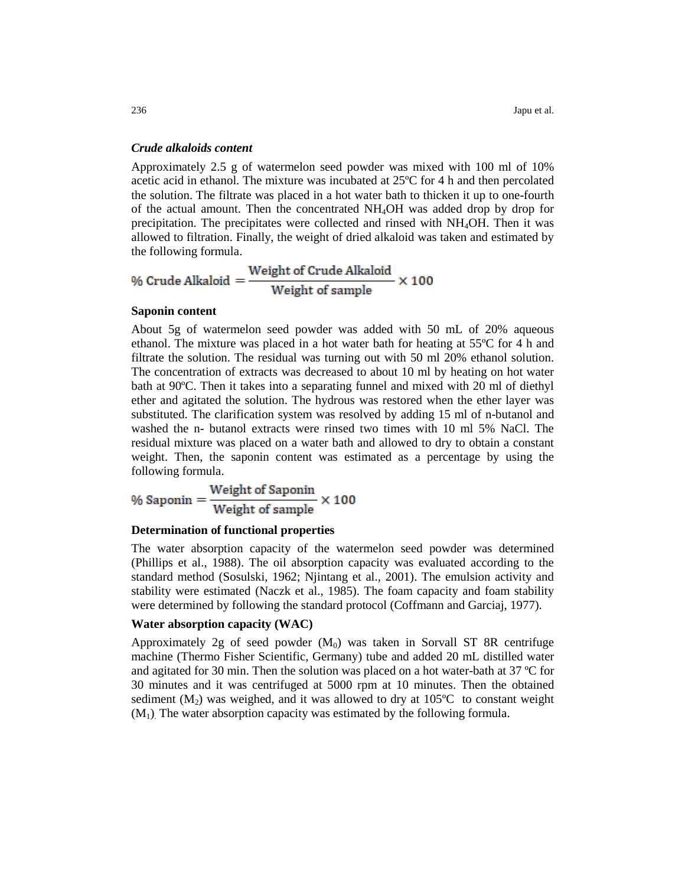### *Crude alkaloids content*

Approximately 2.5 g of watermelon seed powder was mixed with 100 ml of 10% acetic acid in ethanol. The mixture was incubated at 25ºC for 4 h and then percolated the solution. The filtrate was placed in a hot water bath to thicken it up to one-fourth of the actual amount. Then the concentrated $NH_4OH$ was added drop by drop for precipitation. The precipitates were collected and rinsed with $NH_4OH$. Then it was allowed to filtration. Finally, the weight of dried alkaloid was taken and estimated by the following formula.

$$\%\ \text{Crude Alkaloid} = \frac{\text{Weight of Crude Alkaloid}}{\text{Weight of sample}} \times 100$$

### **Saponin content**

About 5g of watermelon seed powder was added with 50 mL of 20% aqueous ethanol. The mixture was placed in a hot water bath for heating at 55ºC for 4 h and filtrate the solution. The residual was turning out with 50 ml 20% ethanol solution. The concentration of extracts was decreased to about 10 ml by heating on hot water bath at 90ºC. Then it takes into a separating funnel and mixed with 20 ml of diethyl ether and agitated the solution. The hydrous was restored when the ether layer was substituted. The clarification system was resolved by adding 15 ml of n-butanol and washed the n- butanol extracts were rinsed two times with 10 ml 5% NaCl. The residual mixture was placed on a water bath and allowed to dry to obtain a constant weight. Then, the saponin content was estimated as a percentage by using the following formula.

$$\%\ \text{Saponin} = \frac{\text{Weight of Saponin}}{\text{Weight of sample}} \times 100$$

### **Determination of functional properties**

The water absorption capacity of the watermelon seed powder was determined (Phillips et al., 1988). The oil absorption capacity was evaluated according to the standard method (Sosulski, 1962; Njintang et al., 2001). The emulsion activity and stability were estimated (Naczk et al., 1985). The foam capacity and foam stability were determined by following the standard protocol (Coffmann and Garciaj, 1977).

### **Water absorption capacity (WAC)**

Approximately 2g of seed powder ($M_0$) was taken in Sorvall ST 8R centrifuge machine (Thermo Fisher Scientific, Germany) tube and added 20 mL distilled water and agitated for 30 min. Then the solution was placed on a hot water-bath at 37 ºC for 30 minutes and it was centrifuged at 5000 rpm at 10 minutes. Then the obtained sediment ($M_2$) was weighed, and it was allowed to dry at 105ºC to constant weight ($M_1$). The water absorption capacity was estimated by the following formula.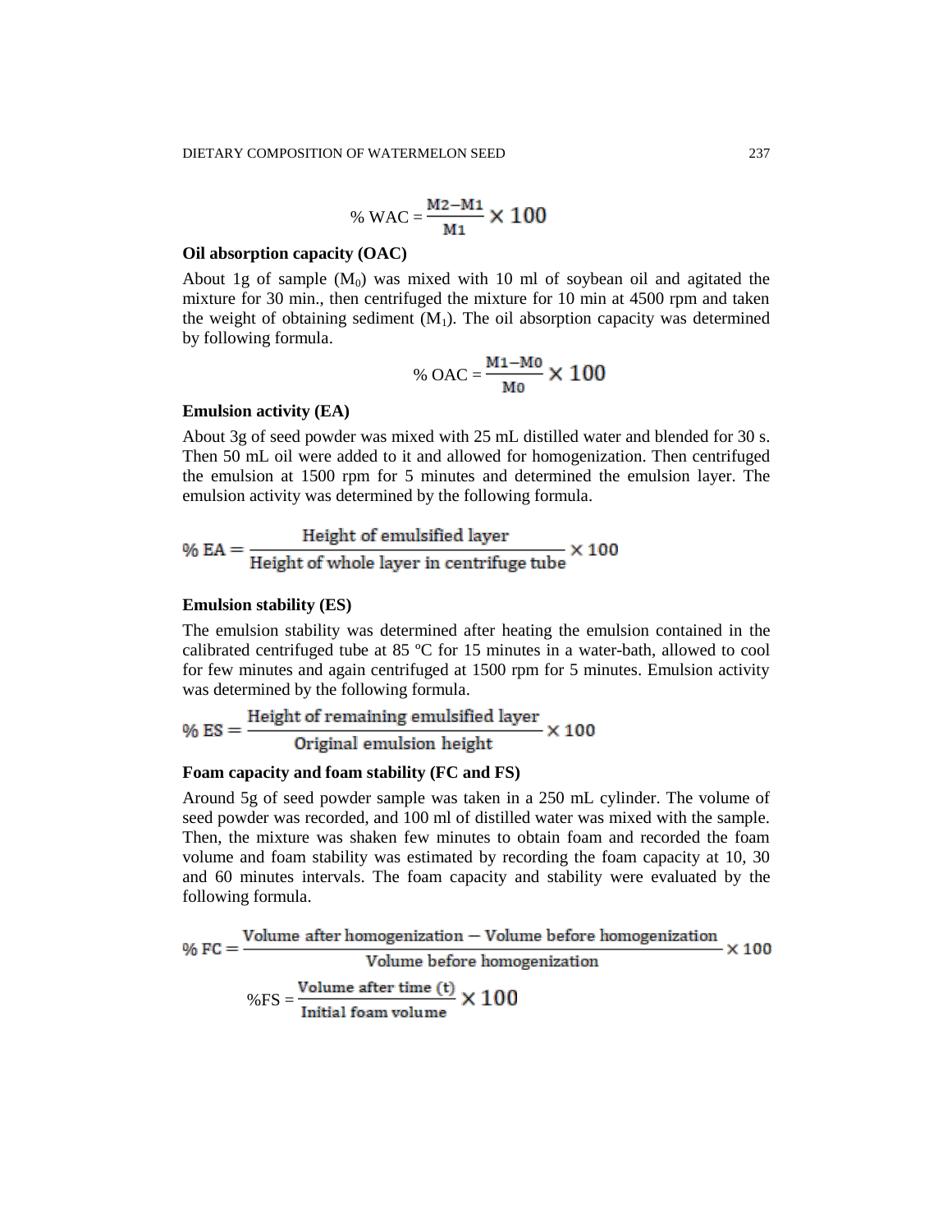$$\% \text{ WAC} = \frac{M2 - M1}{M1} \times 100$$

**Oil absorption capacity (OAC)**

About 1g of sample ($M_0$) was mixed with 10 ml of soybean oil and agitated the mixture for 30 min., then centrifuged the mixture for 10 min at 4500 rpm and taken the weight of obtaining sediment ($M_1$). The oil absorption capacity was determined by following formula.

$$\% \text{ OAC} = \frac{M1 - M0}{M0} \times 100$$

**Emulsion activity (EA)**

About 3g of seed powder was mixed with 25 mL distilled water and blended for 30 s. Then 50 mL oil were added to it and allowed for homogenization. Then centrifuged the emulsion at 1500 rpm for 5 minutes and determined the emulsion layer. The emulsion activity was determined by the following formula.

$$\% \text{ EA} = \frac{\text{Height of emulsified layer}}{\text{Height of whole layer in centrifuge tube}} \times 100$$

**Emulsion stability (ES)**

The emulsion stability was determined after heating the emulsion contained in the calibrated centrifuged tube at 85 ºC for 15 minutes in a water-bath, allowed to cool for few minutes and again centrifuged at 1500 rpm for 5 minutes. Emulsion activity was determined by the following formula.

$$\% \text{ ES} = \frac{\text{Height of remaining emulsified layer}}{\text{Original emulsion height}} \times 100$$

**Foam capacity and foam stability (FC and FS)**

Around 5g of seed powder sample was taken in a 250 mL cylinder. The volume of seed powder was recorded, and 100 ml of distilled water was mixed with the sample. Then, the mixture was shaken few minutes to obtain foam and recorded the foam volume and foam stability was estimated by recording the foam capacity at 10, 30 and 60 minutes intervals. The foam capacity and stability were evaluated by the following formula.

$$\% \text{ FC} = \frac{\text{Volume after homogenization} - \text{Volume before homogenization}}{\text{Volume before homogenization}} \times 100$$

$$\% \text{FS} = \frac{\text{Volume after time (t)}}{\text{Initial foam volume}} \times 100$$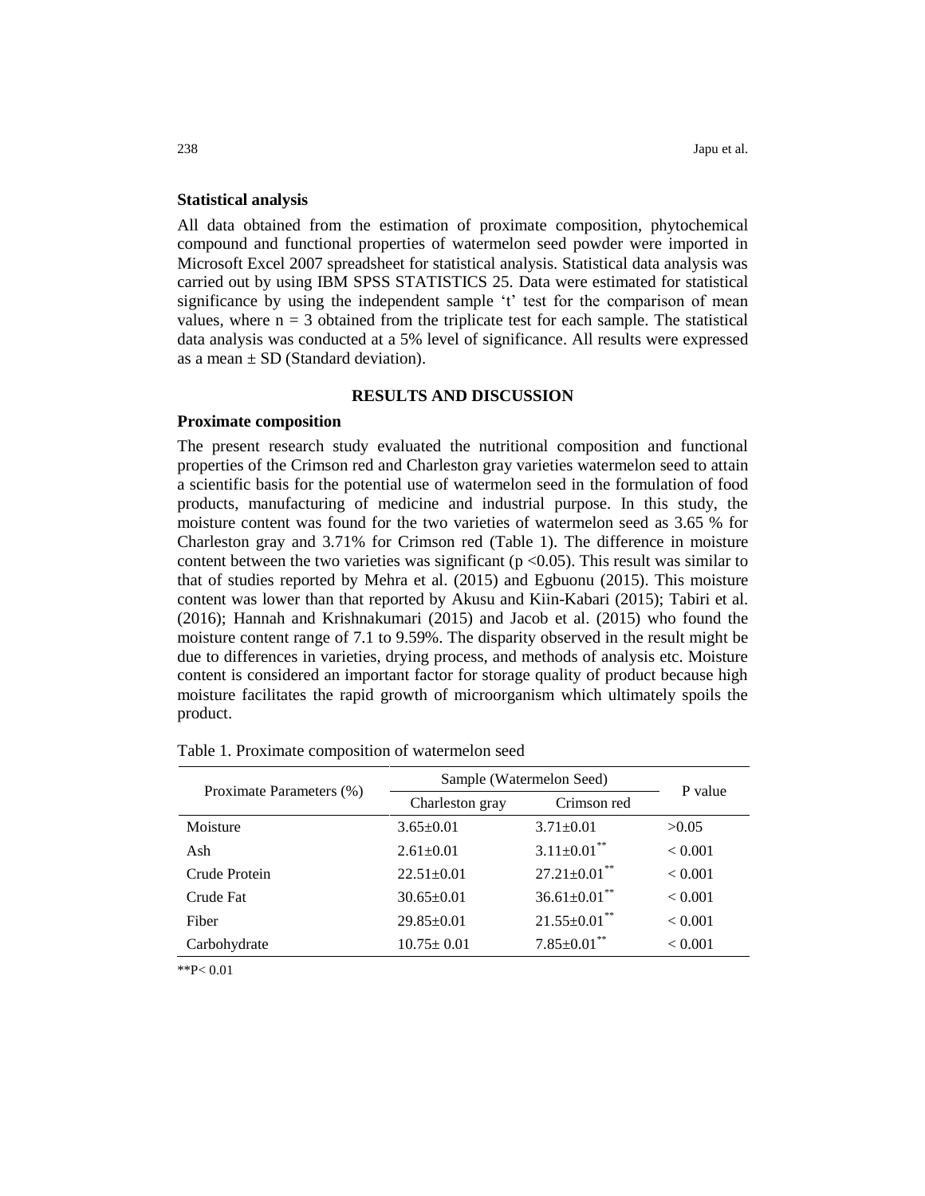### Statistical analysis

All data obtained from the estimation of proximate composition, phytochemical compound and functional properties of watermelon seed powder were imported in Microsoft Excel 2007 spreadsheet for statistical analysis. Statistical data analysis was carried out by using IBM SPSS STATISTICS 25. Data were estimated for statistical significance by using the independent sample 't' test for the comparison of mean values, where $n = 3$ obtained from the triplicate test for each sample. The statistical data analysis was conducted at a 5% level of significance. All results were expressed as a mean ± SD (Standard deviation).

## RESULTS AND DISCUSSION

### Proximate composition

The present research study evaluated the nutritional composition and functional properties of the Crimson red and Charleston gray varieties watermelon seed to attain a scientific basis for the potential use of watermelon seed in the formulation of food products, manufacturing of medicine and industrial purpose. In this study, the moisture content was found for the two varieties of watermelon seed as 3.65 % for Charleston gray and 3.71% for Crimson red (Table 1). The difference in moisture content between the two varieties was significant ($p < 0.05$). This result was similar to that of studies reported by Mehra et al. (2015) and Egbuonu (2015). This moisture content was lower than that reported by Akusu and Kiin-Kabari (2015); Tabiri et al. (2016); Hannah and Krishnakumari (2015) and Jacob et al. (2015) who found the moisture content range of 7.1 to 9.59%. The disparity observed in the result might be due to differences in varieties, drying process, and methods of analysis etc. Moisture content is considered an important factor for storage quality of product because high moisture facilitates the rapid growth of microorganism which ultimately spoils the product.

Table 1. Proximate composition of watermelon seed

| Proximate Parameters (%) | Sample (Watermelon Seed) | | P value |
|---|---|---|---|
| | Charleston gray | Crimson red | |
| Moisture | 3.65±0.01 | 3.71±0.01 | >0.05 |
| Ash | 2.61±0.01 | 3.11±0.01** | < 0.001 |
| Crude Protein | 22.51±0.01 | 27.21±0.01** | < 0.001 |
| Crude Fat | 30.65±0.01 | 36.61±0.01** | < 0.001 |
| Fiber | 29.85±0.01 | 21.55±0.01** | < 0.001 |
| Carbohydrate | 10.75± 0.01 | 7.85±0.01** | < 0.001 |

**$P < 0.01$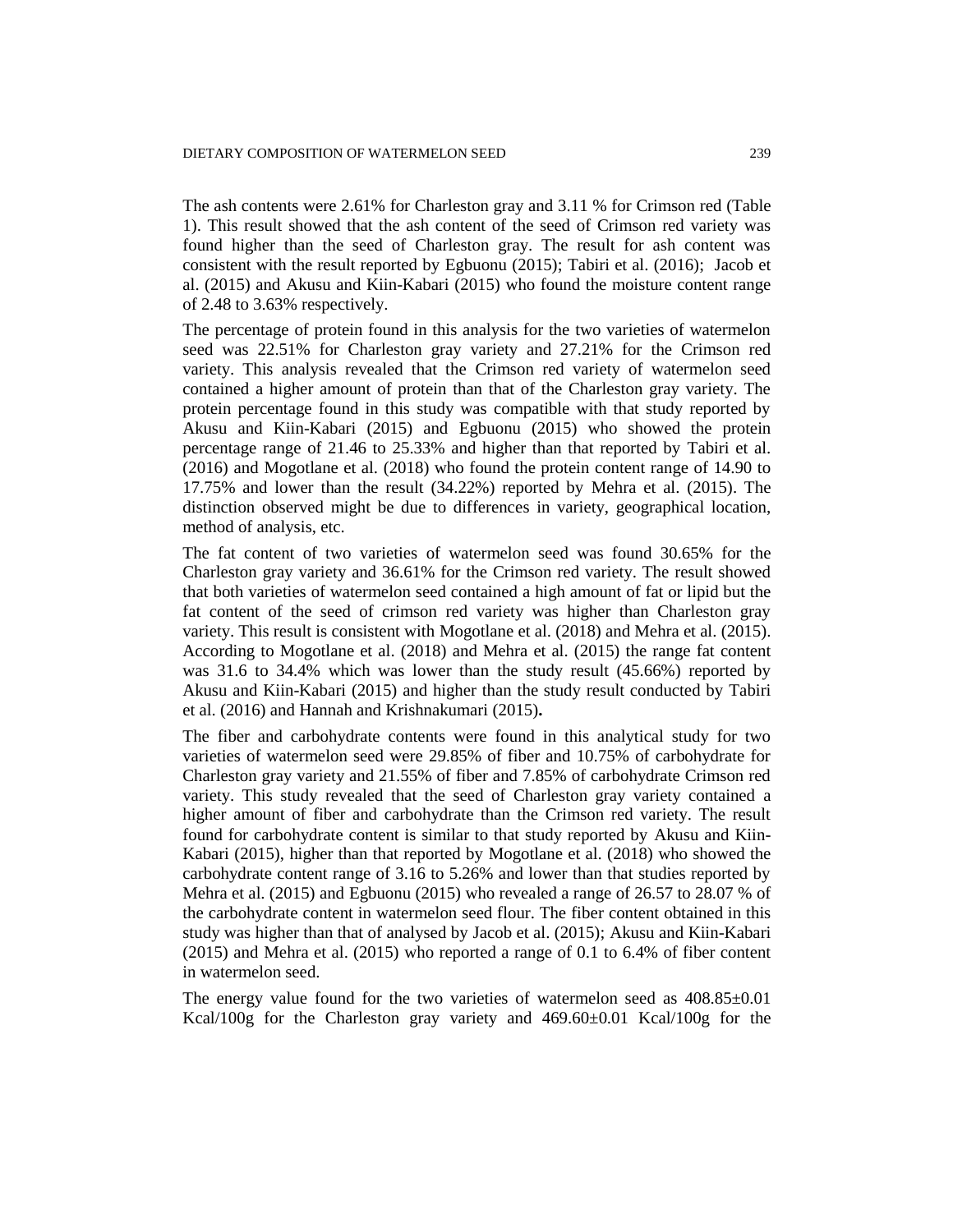The ash contents were 2.61% for Charleston gray and 3.11 % for Crimson red (Table 1). This result showed that the ash content of the seed of Crimson red variety was found higher than the seed of Charleston gray. The result for ash content was consistent with the result reported by Egbuonu (2015); Tabiri et al. (2016); Jacob et al. (2015) and Akusu and Kiin-Kabari (2015) who found the moisture content range of 2.48 to 3.63% respectively.

The percentage of protein found in this analysis for the two varieties of watermelon seed was 22.51% for Charleston gray variety and 27.21% for the Crimson red variety. This analysis revealed that the Crimson red variety of watermelon seed contained a higher amount of protein than that of the Charleston gray variety. The protein percentage found in this study was compatible with that study reported by Akusu and Kiin-Kabari (2015) and Egbuonu (2015) who showed the protein percentage range of 21.46 to 25.33% and higher than that reported by Tabiri et al. (2016) and Mogotlane et al. (2018) who found the protein content range of 14.90 to 17.75% and lower than the result (34.22%) reported by Mehra et al. (2015). The distinction observed might be due to differences in variety, geographical location, method of analysis, etc.

The fat content of two varieties of watermelon seed was found 30.65% for the Charleston gray variety and 36.61% for the Crimson red variety. The result showed that both varieties of watermelon seed contained a high amount of fat or lipid but the fat content of the seed of crimson red variety was higher than Charleston gray variety. This result is consistent with Mogotlane et al. (2018) and Mehra et al. (2015). According to Mogotlane et al. (2018) and Mehra et al. (2015) the range fat content was 31.6 to 34.4% which was lower than the study result (45.66%) reported by Akusu and Kiin-Kabari (2015) and higher than the study result conducted by Tabiri et al. (2016) and Hannah and Krishnakumari (2015)**.**

The fiber and carbohydrate contents were found in this analytical study for two varieties of watermelon seed were 29.85% of fiber and 10.75% of carbohydrate for Charleston gray variety and 21.55% of fiber and 7.85% of carbohydrate Crimson red variety. This study revealed that the seed of Charleston gray variety contained a higher amount of fiber and carbohydrate than the Crimson red variety. The result found for carbohydrate content is similar to that study reported by Akusu and Kiin-Kabari (2015), higher than that reported by Mogotlane et al. (2018) who showed the carbohydrate content range of 3.16 to 5.26% and lower than that studies reported by Mehra et al. (2015) and Egbuonu (2015) who revealed a range of 26.57 to 28.07 % of the carbohydrate content in watermelon seed flour. The fiber content obtained in this study was higher than that of analysed by Jacob et al. (2015); Akusu and Kiin-Kabari (2015) and Mehra et al. (2015) who reported a range of 0.1 to 6.4% of fiber content in watermelon seed.

The energy value found for the two varieties of watermelon seed as $408.85 \pm 0.01$ Kcal/100g for the Charleston gray variety and $469.60 \pm 0.01$ Kcal/100g for the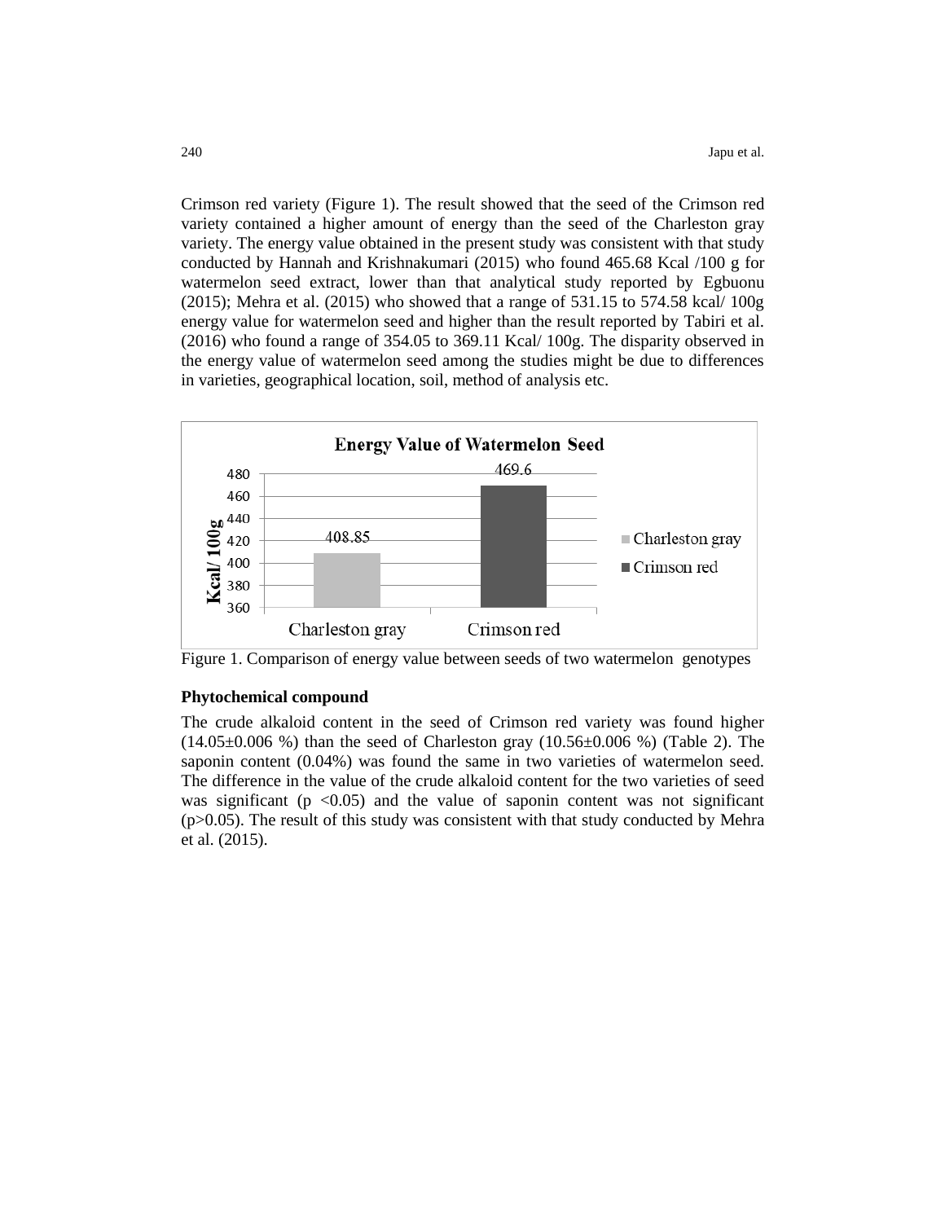Crimson red variety (Figure 1). The result showed that the seed of the Crimson red variety contained a higher amount of energy than the seed of the Charleston gray variety. The energy value obtained in the present study was consistent with that study conducted by Hannah and Krishnakumari (2015) who found 465.68 Kcal /100 g for watermelon seed extract, lower than that analytical study reported by Egbuonu (2015); Mehra et al. (2015) who showed that a range of 531.15 to 574.58 kcal/ 100g energy value for watermelon seed and higher than the result reported by Tabiri et al. (2016) who found a range of 354.05 to 369.11 Kcal/ 100g. The disparity observed in the energy value of watermelon seed among the studies might be due to differences in varieties, geographical location, soil, method of analysis etc.

Figure 1. Comparison of energy value between seeds of two watermelon genotypes

### Phytochemical compound

The crude alkaloid content in the seed of Crimson red variety was found higher (14.05±0.006 %) than the seed of Charleston gray (10.56±0.006 %) (Table 2). The saponin content (0.04%) was found the same in two varieties of watermelon seed. The difference in the value of the crude alkaloid content for the two varieties of seed was significant ($p < 0.05$) and the value of saponin content was not significant ($p > 0.05$). The result of this study was consistent with that study conducted by Mehra et al. (2015).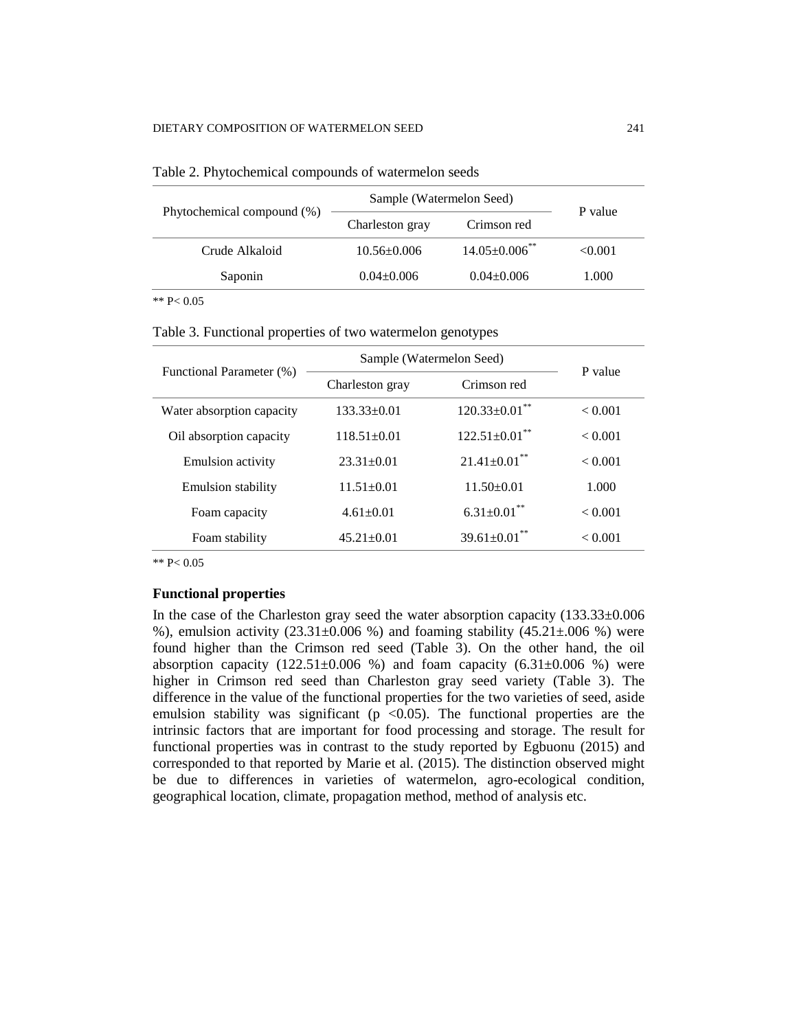Table 2. Phytochemical compounds of watermelon seeds

| Phytochemical compound (%) | Sample (Watermelon Seed) | | P value |
|---|---|---|---|
| | Charleston gray | Crimson red | |
| Crude Alkaloid | 10.56±0.006 | 14.05±0.006** | <0.001 |
| Saponin | 0.04±0.006 | 0.04±0.006 | 1.000 |

** P< 0.05

Table 3. Functional properties of two watermelon genotypes

| Functional Parameter (%) | Sample (Watermelon Seed) | | P value |
|---|---|---|---|
| | Charleston gray | Crimson red | |
| Water absorption capacity | 133.33±0.01 | 120.33±0.01** | < 0.001 |
| Oil absorption capacity | 118.51±0.01 | 122.51±0.01** | < 0.001 |
| Emulsion activity | 23.31±0.01 | 21.41±0.01** | < 0.001 |
| Emulsion stability | 11.51±0.01 | 11.50±0.01 | 1.000 |
| Foam capacity | 4.61±0.01 | 6.31±0.01** | < 0.001 |
| Foam stability | 45.21±0.01 | 39.61±0.01** | < 0.001 |

** P< 0.05

### Functional properties

In the case of the Charleston gray seed the water absorption capacity (133.33±0.006 %), emulsion activity (23.31±0.006 %) and foaming stability (45.21±.006 %) were found higher than the Crimson red seed (Table 3). On the other hand, the oil absorption capacity (122.51±0.006 %) and foam capacity (6.31±0.006 %) were higher in Crimson red seed than Charleston gray seed variety (Table 3). The difference in the value of the functional properties for the two varieties of seed, aside emulsion stability was significant ($p < 0.05$). The functional properties are the intrinsic factors that are important for food processing and storage. The result for functional properties was in contrast to the study reported by Egbuonu (2015) and corresponded to that reported by Marie et al. (2015). The distinction observed might be due to differences in varieties of watermelon, agro-ecological condition, geographical location, climate, propagation method, method of analysis etc.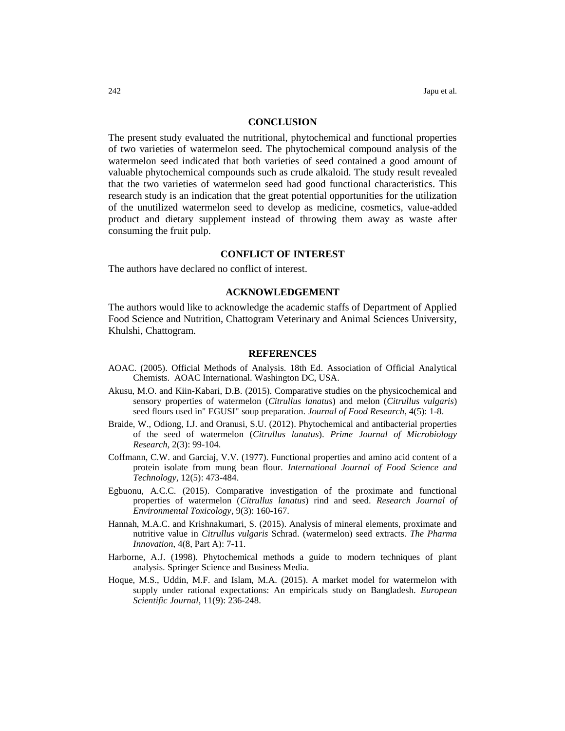## CONCLUSION

The present study evaluated the nutritional, phytochemical and functional properties of two varieties of watermelon seed. The phytochemical compound analysis of the watermelon seed indicated that both varieties of seed contained a good amount of valuable phytochemical compounds such as crude alkaloid. The study result revealed that the two varieties of watermelon seed had good functional characteristics. This research study is an indication that the great potential opportunities for the utilization of the unutilized watermelon seed to develop as medicine, cosmetics, value-added product and dietary supplement instead of throwing them away as waste after consuming the fruit pulp.

## CONFLICT OF INTEREST

The authors have declared no conflict of interest.

## ACKNOWLEDGEMENT

The authors would like to acknowledge the academic staffs of Department of Applied Food Science and Nutrition, Chattogram Veterinary and Animal Sciences University, Khulshi, Chattogram.

## REFERENCES

AOAC. (2005). Official Methods of Analysis. 18th Ed. Association of Official Analytical Chemists. AOAC International. Washington DC, USA.

Akusu, M.O. and Kiin-Kabari, D.B. (2015). Comparative studies on the physicochemical and sensory properties of watermelon (*Citrullus lanatus*) and melon (*Citrullus vulgaris*) seed flours used in" EGUSI" soup preparation. *Journal of Food Research*, 4(5): 1-8.

Braide, W., Odiong, I.J. and Oranusi, S.U. (2012). Phytochemical and antibacterial properties of the seed of watermelon (*Citrullus lanatus*). *Prime Journal of Microbiology Research*, 2(3): 99-104.

Coffmann, C.W. and Garciaj, V.V. (1977). Functional properties and amino acid content of a protein isolate from mung bean flour. *International Journal of Food Science and Technology*, 12(5): 473-484.

Egbuonu, A.C.C. (2015). Comparative investigation of the proximate and functional properties of watermelon (*Citrullus lanatus*) rind and seed. *Research Journal of Environmental Toxicology*, 9(3): 160-167.

Hannah, M.A.C. and Krishnakumari, S. (2015). Analysis of mineral elements, proximate and nutritive value in *Citrullus vulgaris* Schrad. (watermelon) seed extracts. *The Pharma Innovation*, 4(8, Part A): 7-11.

Harborne, A.J. (1998). Phytochemical methods a guide to modern techniques of plant analysis. Springer Science and Business Media.

Hoque, M.S., Uddin, M.F. and Islam, M.A. (2015). A market model for watermelon with supply under rational expectations: An empiricals study on Bangladesh. *European Scientific Journal*, 11(9): 236-248.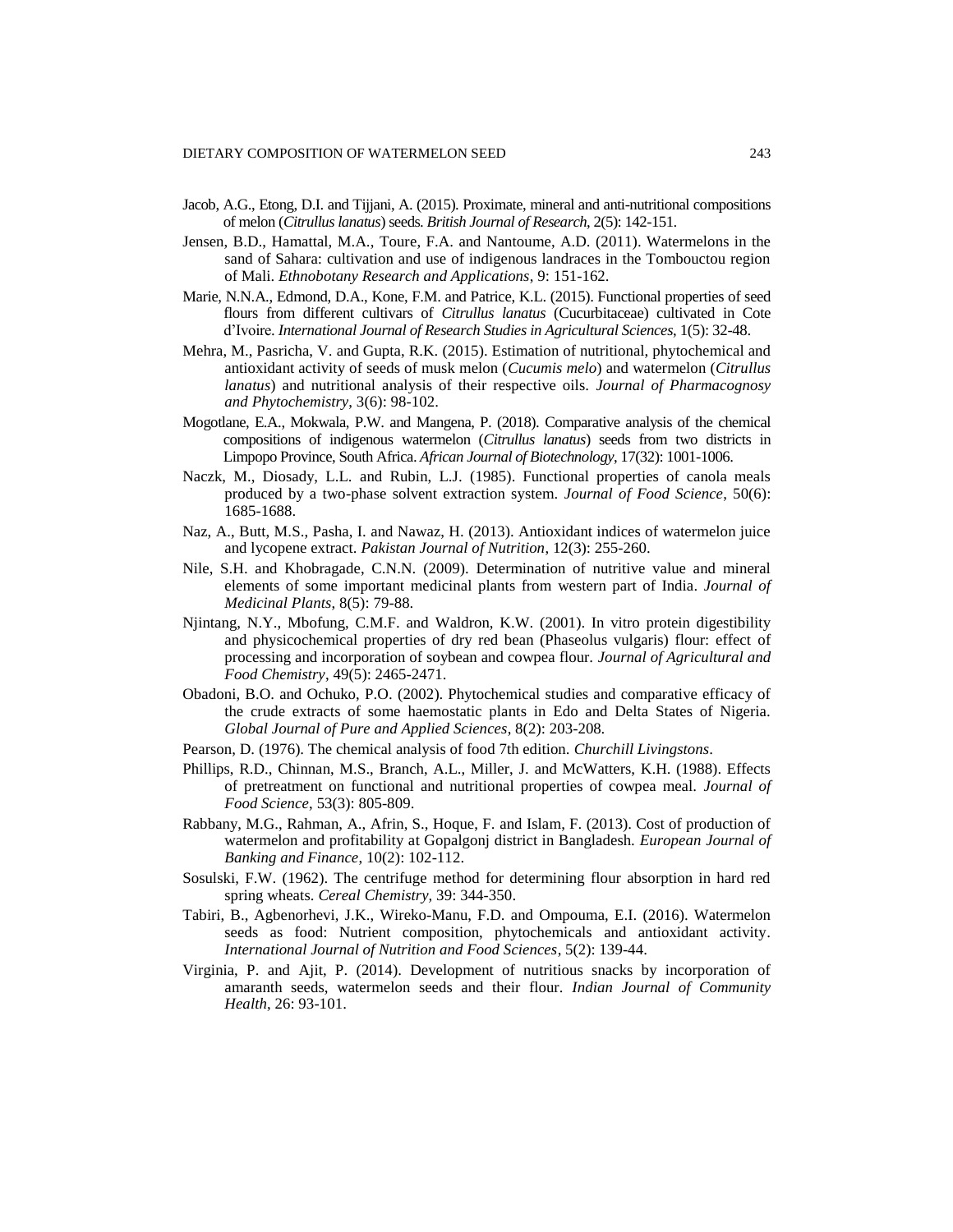Jacob, A.G., Etong, D.I. and Tijjani, A. (2015). Proximate, mineral and anti-nutritional compositions of melon (*Citrullus lanatus*) seeds. *British Journal of Research*, 2(5): 142-151.

Jensen, B.D., Hamattal, M.A., Toure, F.A. and Nantoume, A.D. (2011). Watermelons in the sand of Sahara: cultivation and use of indigenous landraces in the Tombouctou region of Mali. *Ethnobotany Research and Applications*, 9: 151-162.

Marie, N.N.A., Edmond, D.A., Kone, F.M. and Patrice, K.L. (2015). Functional properties of seed flours from different cultivars of *Citrullus lanatus* (Cucurbitaceae) cultivated in Cote d'Ivoire. *International Journal of Research Studies in Agricultural Sciences*, 1(5): 32-48.

Mehra, M., Pasricha, V. and Gupta, R.K. (2015). Estimation of nutritional, phytochemical and antioxidant activity of seeds of musk melon (*Cucumis melo*) and watermelon (*Citrullus lanatus*) and nutritional analysis of their respective oils. *Journal of Pharmacognosy and Phytochemistry*, 3(6): 98-102.

Mogotlane, E.A., Mokwala, P.W. and Mangena, P. (2018). Comparative analysis of the chemical compositions of indigenous watermelon (*Citrullus lanatus*) seeds from two districts in Limpopo Province, South Africa. *African Journal of Biotechnology*, 17(32): 1001-1006.

Naczk, M., Diosady, L.L. and Rubin, L.J. (1985). Functional properties of canola meals produced by a two-phase solvent extraction system. *Journal of Food Science*, 50(6): 1685-1688.

Naz, A., Butt, M.S., Pasha, I. and Nawaz, H. (2013). Antioxidant indices of watermelon juice and lycopene extract. *Pakistan Journal of Nutrition*, 12(3): 255-260.

Nile, S.H. and Khobragade, C.N.N. (2009). Determination of nutritive value and mineral elements of some important medicinal plants from western part of India. *Journal of Medicinal Plants*, 8(5): 79-88.

Njintang, N.Y., Mbofung, C.M.F. and Waldron, K.W. (2001). In vitro protein digestibility and physicochemical properties of dry red bean (Phaseolus vulgaris) flour: effect of processing and incorporation of soybean and cowpea flour. *Journal of Agricultural and Food Chemistry*, 49(5): 2465-2471.

Obadoni, B.O. and Ochuko, P.O. (2002). Phytochemical studies and comparative efficacy of the crude extracts of some haemostatic plants in Edo and Delta States of Nigeria. *Global Journal of Pure and Applied Sciences*, 8(2): 203-208.

Pearson, D. (1976). The chemical analysis of food 7th edition. *Churchill Livingstons*.

Phillips, R.D., Chinnan, M.S., Branch, A.L., Miller, J. and McWatters, K.H. (1988). Effects of pretreatment on functional and nutritional properties of cowpea meal. *Journal of Food Science*, 53(3): 805-809.

Rabbany, M.G., Rahman, A., Afrin, S., Hoque, F. and Islam, F. (2013). Cost of production of watermelon and profitability at Gopalgonj district in Bangladesh. *European Journal of Banking and Finance*, 10(2): 102-112.

Sosulski, F.W. (1962). The centrifuge method for determining flour absorption in hard red spring wheats. *Cereal Chemistry*, 39: 344-350.

Tabiri, B., Agbenorhevi, J.K., Wireko-Manu, F.D. and Ompouma, E.I. (2016). Watermelon seeds as food: Nutrient composition, phytochemicals and antioxidant activity. *International Journal of Nutrition and Food Sciences*, 5(2): 139-44.

Virginia, P. and Ajit, P. (2014). Development of nutritious snacks by incorporation of amaranth seeds, watermelon seeds and their flour. *Indian Journal of Community Health*, 26: 93-101.